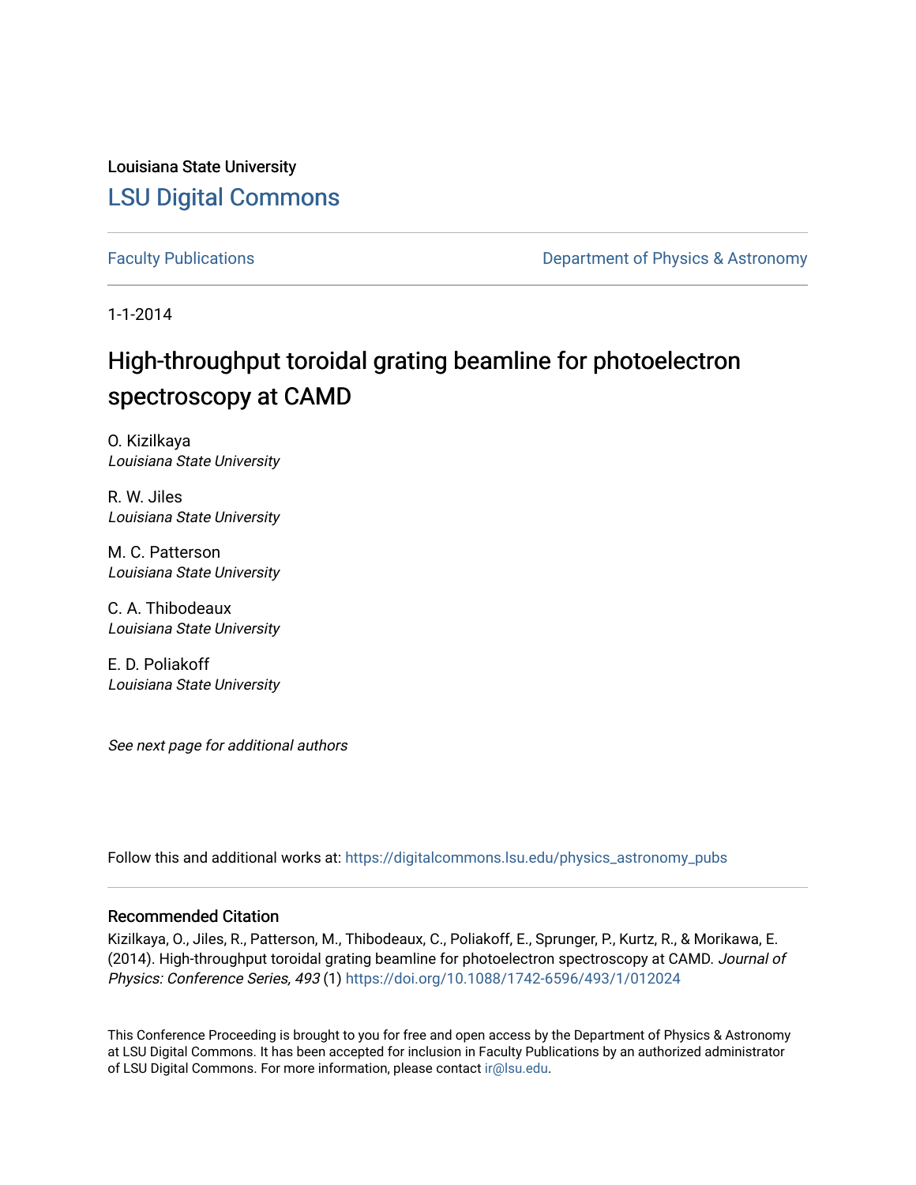Louisiana State University

# LSU Digital Commons

Faculty Publications

Department of Physics & Astronomy

1-1-2014

# High-throughput toroidal grating beamline for photoelectron spectroscopy at CAMD

O. Kizilkaya
*Louisiana State University*

R. W. Jiles
*Louisiana State University*

M. C. Patterson
*Louisiana State University*

C. A. Thibodeaux
*Louisiana State University*

E. D. Poliakoff
*Louisiana State University*

*See next page for additional authors*

Follow this and additional works at: https://digitalcommons.lsu.edu/physics_astronomy_pubs

## Recommended Citation

Kizilkaya, O., Jiles, R., Patterson, M., Thibodeaux, C., Poliakoff, E., Sprunger, P., Kurtz, R., & Morikawa, E. (2014). High-throughput toroidal grating beamline for photoelectron spectroscopy at CAMD. *Journal of Physics: Conference Series, 493* (1) https://doi.org/10.1088/1742-6596/493/1/012024

This Conference Proceeding is brought to you for free and open access by the Department of Physics & Astronomy at LSU Digital Commons. It has been accepted for inclusion in Faculty Publications by an authorized administrator of LSU Digital Commons. For more information, please contact ir@lsu.edu.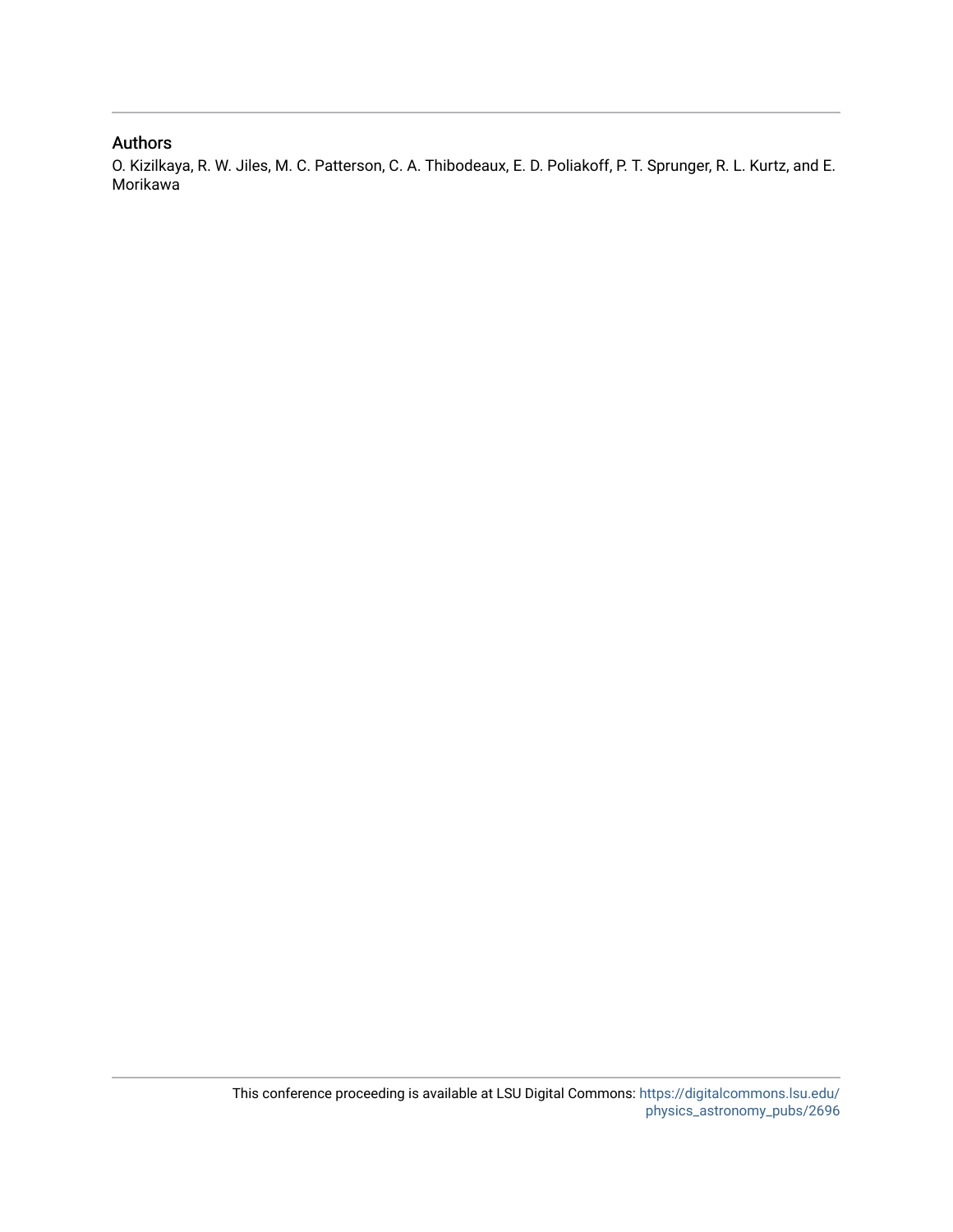## Authors

O. Kizilkaya, R. W. Jiles, M. C. Patterson, C. A. Thibodeaux, E. D. Poliakoff, P. T. Sprunger, R. L. Kurtz, and E. Morikawa

This conference proceeding is available at LSU Digital Commons: https://digitalcommons.lsu.edu/physics_astronomy_pubs/2696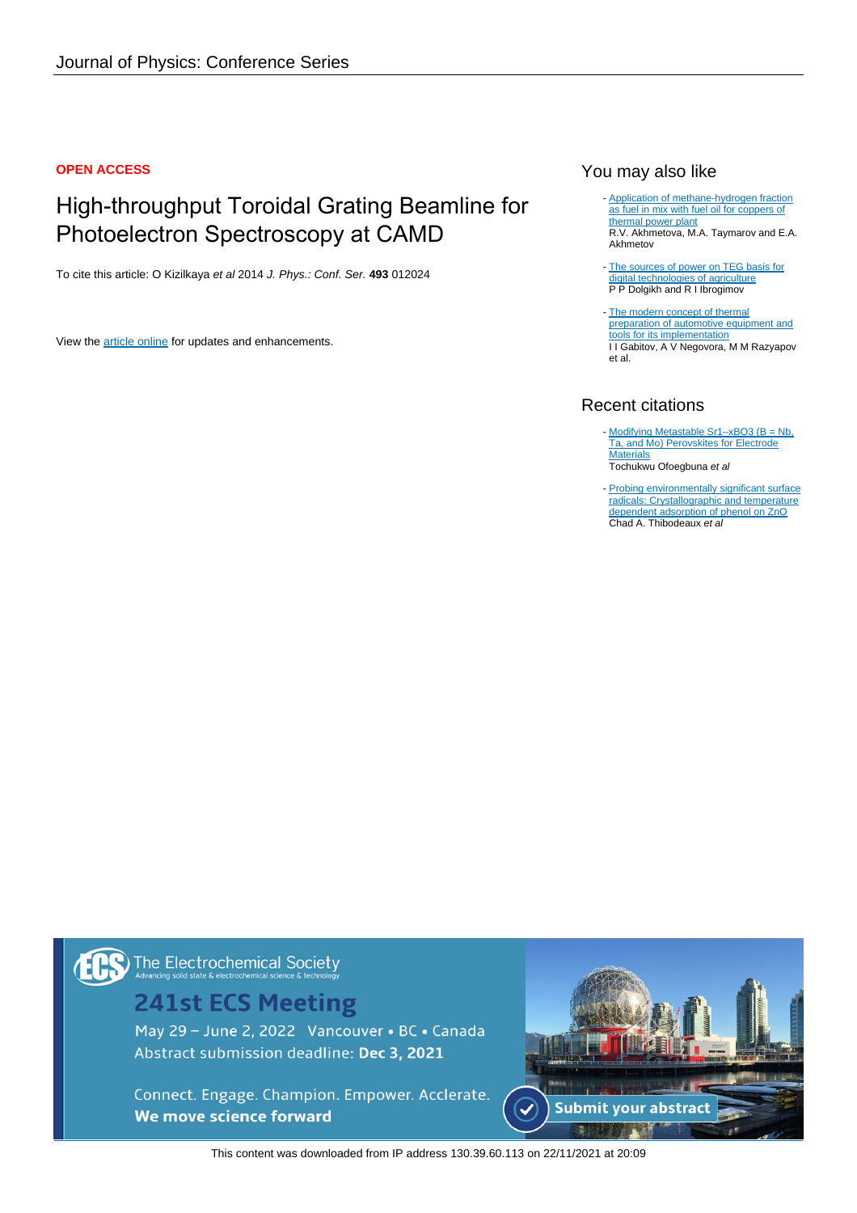Journal of Physics: Conference Series

**OPEN ACCESS**

# High-throughput Toroidal Grating Beamline for Photoelectron Spectroscopy at CAMD

To cite this article: O Kizilkaya *et al* 2014 *J. Phys.: Conf. Ser.* **493** 012024

View the article online for updates and enhancements.

## You may also like

- Application of methane-hydrogen fraction as fuel in mix with fuel oil for coppers of thermal power plant
  R.V. Akhmetova, M.A. Taymarov and E.A. Akhmetov
- The sources of power on TEG basis for digital technologies of agriculture
  P P Dolgikh and R I Ibrogimov
- The modern concept of thermal preparation of automotive equipment and tools for its implementation
  I I Gabitov, A V Negovora, M M Razyapov et al.

## Recent citations

- Modifying Metastable Sr1–xBO3 (B = Nb, Ta, and Mo) Perovskites for Electrode Materials
  Tochukwu Ofoegbuna *et al*
- Probing environmentally significant surface radicals: Crystallographic and temperature dependent adsorption of phenol on ZnO
  Chad A. Thibodeaux *et al*

This content was downloaded from IP address 130.39.60.113 on 22/11/2021 at 20:09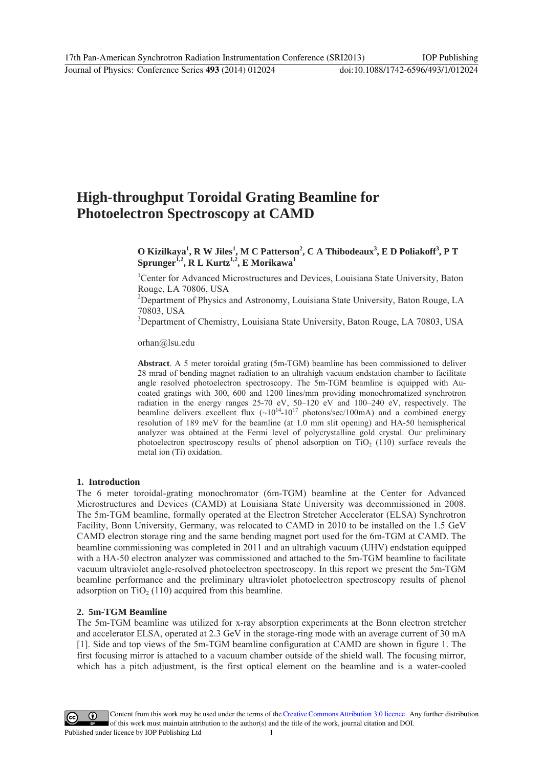# High-throughput Toroidal Grating Beamline for Photoelectron Spectroscopy at CAMD

**O Kizilkaya[1], R W Jiles[1], M C Patterson[2], C A Thibodeaux[3], E D Poliakoff[3], P T Sprunger[1,2], R L Kurtz[1,2], E Morikawa[1]**

[1]Center for Advanced Microstructures and Devices, Louisiana State University, Baton Rouge, LA 70806, USA

[2]Department of Physics and Astronomy, Louisiana State University, Baton Rouge, LA 70803, USA

[3]Department of Chemistry, Louisiana State University, Baton Rouge, LA 70803, USA

orhan@lsu.edu

**Abstract**. A 5 meter toroidal grating (5m-TGM) beamline has been commissioned to deliver 28 mrad of bending magnet radiation to an ultrahigh vacuum endstation chamber to facilitate angle resolved photoelectron spectroscopy. The 5m-TGM beamline is equipped with Au-coated gratings with 300, 600 and 1200 lines/mm providing monochromatized synchrotron radiation in the energy ranges 25-70 eV, 50–120 eV and 100–240 eV, respectively. The beamline delivers excellent flux (~$10^{14}$-$10^{17}$ photons/sec/100mA) and a combined energy resolution of 189 meV for the beamline (at 1.0 mm slit opening) and HA-50 hemispherical analyzer was obtained at the Fermi level of polycrystalline gold crystal. Our preliminary photoelectron spectroscopy results of phenol adsorption on $TiO_2$ (110) surface reveals the metal ion (Ti) oxidation.

## 1. Introduction

The 6 meter toroidal-grating monochromator (6m-TGM) beamline at the Center for Advanced Microstructures and Devices (CAMD) at Louisiana State University was decommissioned in 2008. The 5m-TGM beamline, formally operated at the Electron Stretcher Accelerator (ELSA) Synchrotron Facility, Bonn University, Germany, was relocated to CAMD in 2010 to be installed on the 1.5 GeV CAMD electron storage ring and the same bending magnet port used for the 6m-TGM at CAMD. The beamline commissioning was completed in 2011 and an ultrahigh vacuum (UHV) endstation equipped with a HA-50 electron analyzer was commissioned and attached to the 5m-TGM beamline to facilitate vacuum ultraviolet angle-resolved photoelectron spectroscopy. In this report we present the 5m-TGM beamline performance and the preliminary ultraviolet photoelectron spectroscopy results of phenol adsorption on $TiO_2$ (110) acquired from this beamline.

## 2. 5m-TGM Beamline

The 5m-TGM beamline was utilized for x-ray absorption experiments at the Bonn electron stretcher and accelerator ELSA, operated at 2.3 GeV in the storage-ring mode with an average current of 30 mA [1]. Side and top views of the 5m-TGM beamline configuration at CAMD are shown in figure 1. The first focusing mirror is attached to a vacuum chamber outside of the shield wall. The focusing mirror, which has a pitch adjustment, is the first optical element on the beamline and is a water-cooled

Content from this work may be used under the terms of the Creative Commons Attribution 3.0 licence. Any further distribution of this work must maintain attribution to the author(s) and the title of the work, journal citation and DOI.
Published under licence by IOP Publishing Ltd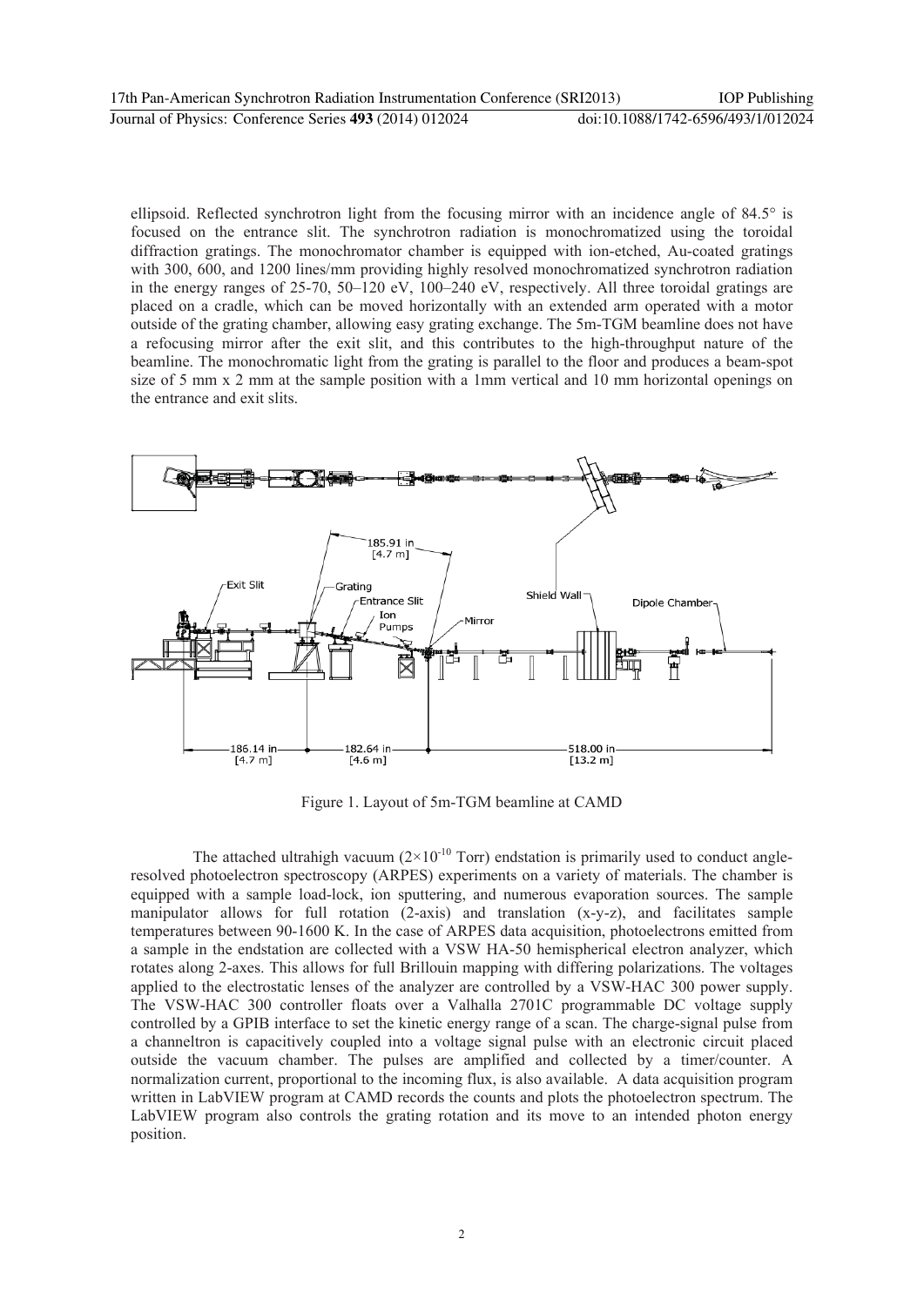ellipsoid. Reflected synchrotron light from the focusing mirror with an incidence angle of 84.5° is focused on the entrance slit. The synchrotron radiation is monochromatized using the toroidal diffraction gratings. The monochromator chamber is equipped with ion-etched, Au-coated gratings with 300, 600, and 1200 lines/mm providing highly resolved monochromatized synchrotron radiation in the energy ranges of 25-70, 50–120 eV, 100–240 eV, respectively. All three toroidal gratings are placed on a cradle, which can be moved horizontally with an extended arm operated with a motor outside of the grating chamber, allowing easy grating exchange. The 5m-TGM beamline does not have a refocusing mirror after the exit slit, and this contributes to the high-throughput nature of the beamline. The monochromatic light from the grating is parallel to the floor and produces a beam-spot size of 5 mm x 2 mm at the sample position with a 1mm vertical and 10 mm horizontal openings on the entrance and exit slits.

Figure 1. Layout of 5m-TGM beamline at CAMD

The attached ultrahigh vacuum ($2\times10^{-10}$ Torr) endstation is primarily used to conduct angle-resolved photoelectron spectroscopy (ARPES) experiments on a variety of materials. The chamber is equipped with a sample load-lock, ion sputtering, and numerous evaporation sources. The sample manipulator allows for full rotation (2-axis) and translation (x-y-z), and facilitates sample temperatures between 90-1600 K. In the case of ARPES data acquisition, photoelectrons emitted from a sample in the endstation are collected with a VSW HA-50 hemispherical electron analyzer, which rotates along 2-axes. This allows for full Brillouin mapping with differing polarizations. The voltages applied to the electrostatic lenses of the analyzer are controlled by a VSW-HAC 300 power supply. The VSW-HAC 300 controller floats over a Valhalla 2701C programmable DC voltage supply controlled by a GPIB interface to set the kinetic energy range of a scan. The charge-signal pulse from a channeltron is capacitively coupled into a voltage signal pulse with an electronic circuit placed outside the vacuum chamber. The pulses are amplified and collected by a timer/counter. A normalization current, proportional to the incoming flux, is also available. A data acquisition program written in LabVIEW program at CAMD records the counts and plots the photoelectron spectrum. The LabVIEW program also controls the grating rotation and its move to an intended photon energy position.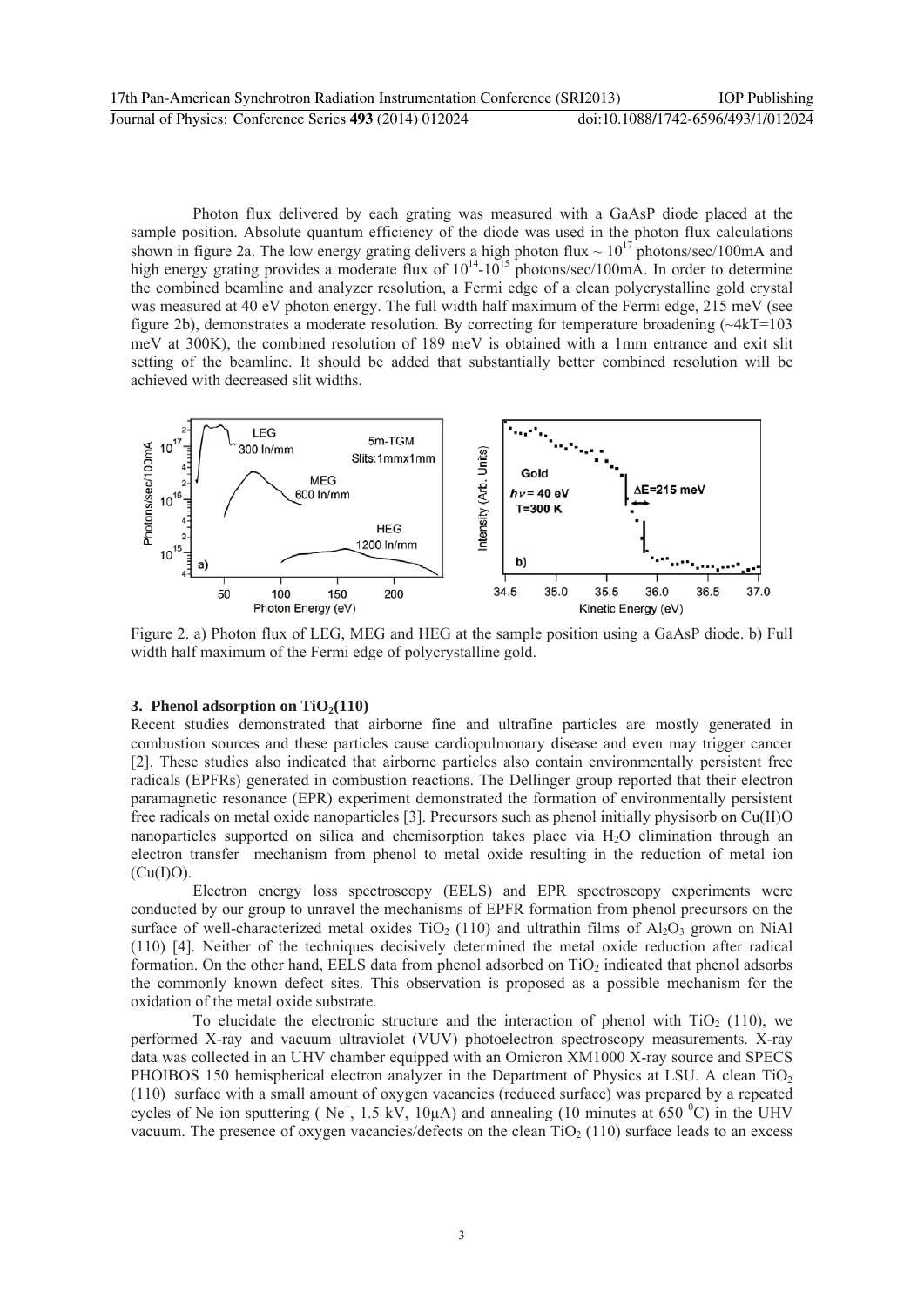Photon flux delivered by each grating was measured with a GaAsP diode placed at the sample position. Absolute quantum efficiency of the diode was used in the photon flux calculations shown in figure 2a. The low energy grating delivers a high photon flux ~ $10^{17}$ photons/sec/100mA and high energy grating provides a moderate flux of $10^{14}$-$10^{15}$ photons/sec/100mA. In order to determine the combined beamline and analyzer resolution, a Fermi edge of a clean polycrystalline gold crystal was measured at 40 eV photon energy. The full width half maximum of the Fermi edge, 215 meV (see figure 2b), demonstrates a moderate resolution. By correcting for temperature broadening (~4kT=103 meV at 300K), the combined resolution of 189 meV is obtained with a 1mm entrance and exit slit setting of the beamline. It should be added that substantially better combined resolution will be achieved with decreased slit widths.

Figure 2. a) Photon flux of LEG, MEG and HEG at the sample position using a GaAsP diode. b) Full width half maximum of the Fermi edge of polycrystalline gold.

### 3. Phenol adsorption on $TiO_2$(110)

Recent studies demonstrated that airborne fine and ultrafine particles are mostly generated in combustion sources and these particles cause cardiopulmonary disease and even may trigger cancer [2]. These studies also indicated that airborne particles also contain environmentally persistent free radicals (EPFRs) generated in combustion reactions. The Dellinger group reported that their electron paramagnetic resonance (EPR) experiment demonstrated the formation of environmentally persistent free radicals on metal oxide nanoparticles [3]. Precursors such as phenol initially physisorb on Cu(II)O nanoparticles supported on silica and chemisorption takes place via $H_2O$ elimination through an electron transfer mechanism from phenol to metal oxide resulting in the reduction of metal ion (Cu(I)O).

Electron energy loss spectroscopy (EELS) and EPR spectroscopy experiments were conducted by our group to unravel the mechanisms of EPFR formation from phenol precursors on the surface of well-characterized metal oxides $TiO_2$ (110) and ultrathin films of $Al_2O_3$ grown on NiAl (110) [4]. Neither of the techniques decisively determined the metal oxide reduction after radical formation. On the other hand, EELS data from phenol adsorbed on $TiO_2$ indicated that phenol adsorbs the commonly known defect sites. This observation is proposed as a possible mechanism for the oxidation of the metal oxide substrate.

To elucidate the electronic structure and the interaction of phenol with $TiO_2$ (110), we performed X-ray and vacuum ultraviolet (VUV) photoelectron spectroscopy measurements. X-ray data was collected in an UHV chamber equipped with an Omicron XM1000 X-ray source and SPECS PHOIBOS 150 hemispherical electron analyzer in the Department of Physics at LSU. A clean $TiO_2$ (110) surface with a small amount of oxygen vacancies (reduced surface) was prepared by a repeated cycles of Ne ion sputtering ( $Ne^+$, 1.5 kV, 10μA) and annealing (10 minutes at 650 $^0$C) in the UHV vacuum. The presence of oxygen vacancies/defects on the clean $TiO_2$ (110) surface leads to an excess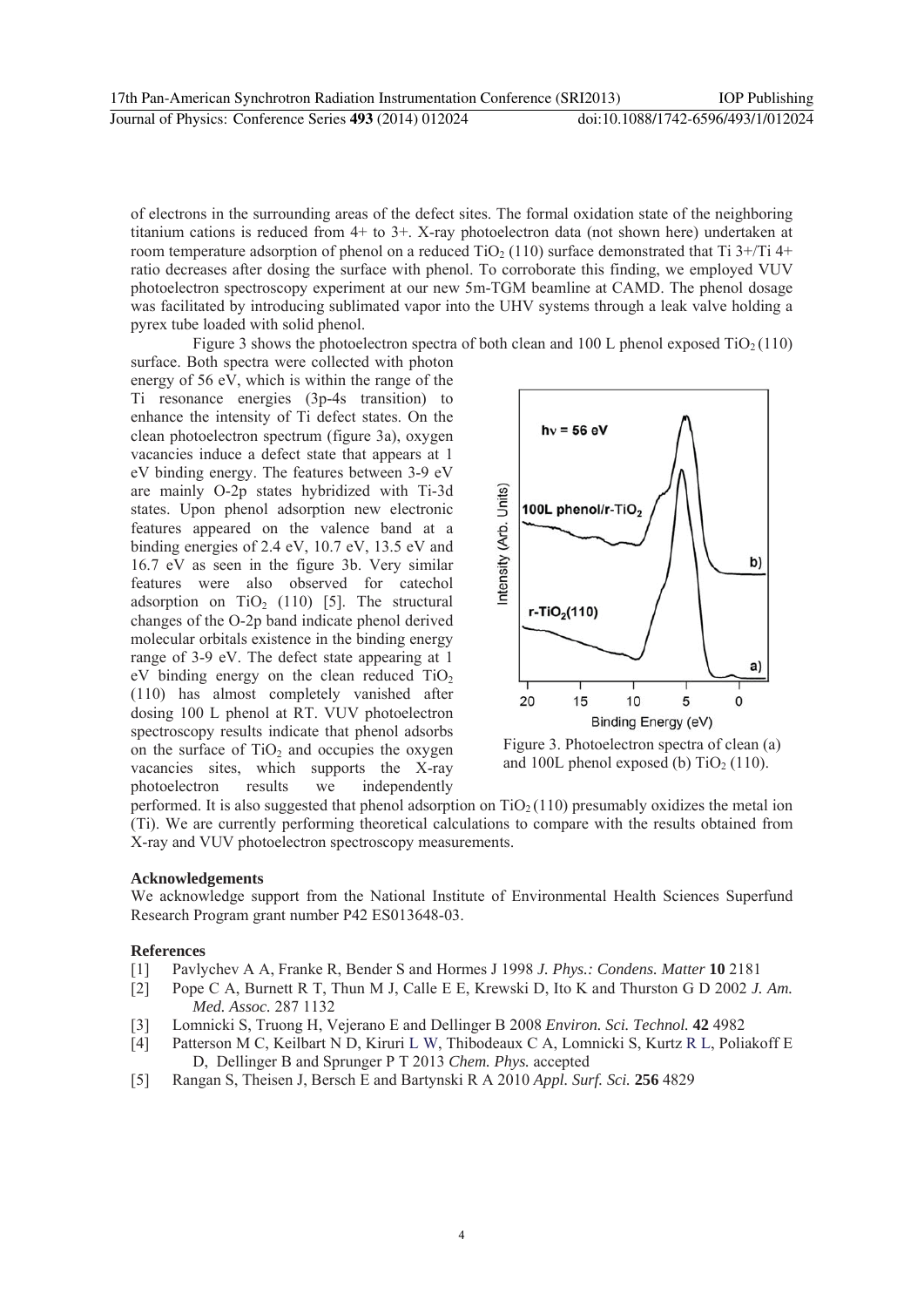of electrons in the surrounding areas of the defect sites. The formal oxidation state of the neighboring titanium cations is reduced from 4+ to 3+. X-ray photoelectron data (not shown here) undertaken at room temperature adsorption of phenol on a reduced $TiO_2$ (110) surface demonstrated that Ti 3+/Ti 4+ ratio decreases after dosing the surface with phenol. To corroborate this finding, we employed VUV photoelectron spectroscopy experiment at our new 5m-TGM beamline at CAMD. The phenol dosage was facilitated by introducing sublimated vapor into the UHV systems through a leak valve holding a pyrex tube loaded with solid phenol.

Figure 3 shows the photoelectron spectra of both clean and 100 L phenol exposed $TiO_2$ (110) surface. Both spectra were collected with photon energy of 56 eV, which is within the range of the Ti resonance energies (3p-4s transition) to enhance the intensity of Ti defect states. On the clean photoelectron spectrum (figure 3a), oxygen vacancies induce a defect state that appears at 1 eV binding energy. The features between 3-9 eV are mainly O-2p states hybridized with Ti-3d states. Upon phenol adsorption new electronic features appeared on the valence band at a binding energies of 2.4 eV, 10.7 eV, 13.5 eV and 16.7 eV as seen in the figure 3b. Very similar features were also observed for catechol adsorption on $TiO_2$ (110) [5]. The structural changes of the O-2p band indicate phenol derived molecular orbitals existence in the binding energy range of 3-9 eV. The defect state appearing at 1 eV binding energy on the clean reduced $TiO_2$ (110) has almost completely vanished after dosing 100 L phenol at RT. VUV photoelectron spectroscopy results indicate that phenol adsorbs on the surface of $TiO_2$ and occupies the oxygen vacancies sites, which supports the X-ray photoelectron results we independently performed. It is also suggested that phenol adsorption on $TiO_2$ (110) presumably oxidizes the metal ion (Ti). We are currently performing theoretical calculations to compare with the results obtained from X-ray and VUV photoelectron spectroscopy measurements.

hν = 56 eV
100L phenol/r-TiO₂
r-TiO₂(110)
b)
a)
Intensity (Arb. Units)
20 15 10 5 0
Binding Energy (eV)

Figure 3. Photoelectron spectra of clean (a) and 100L phenol exposed (b) $TiO_2$ (110).

## Acknowledgements

We acknowledge support from the National Institute of Environmental Health Sciences Superfund Research Program grant number P42 ES013648-03.

## References

[1] Pavlychev A A, Franke R, Bender S and Hormes J 1998 *J. Phys.: Condens. Matter* **10** 2181

[2] Pope C A, Burnett R T, Thun M J, Calle E E, Krewski D, Ito K and Thurston G D 2002 *J. Am. Med. Assoc.* 287 1132

[3] Lomnicki S, Truong H, Vejerano E and Dellinger B 2008 *Environ. Sci. Technol.* **42** 4982

[4] Patterson M C, Keilbart N D, Kiruri L W, Thibodeaux C A, Lomnicki S, Kurtz R L, Poliakoff E D, Dellinger B and Sprunger P T 2013 *Chem. Phys.* accepted

[5] Rangan S, Theisen J, Bersch E and Bartynski R A 2010 *Appl. Surf. Sci.* **256** 4829